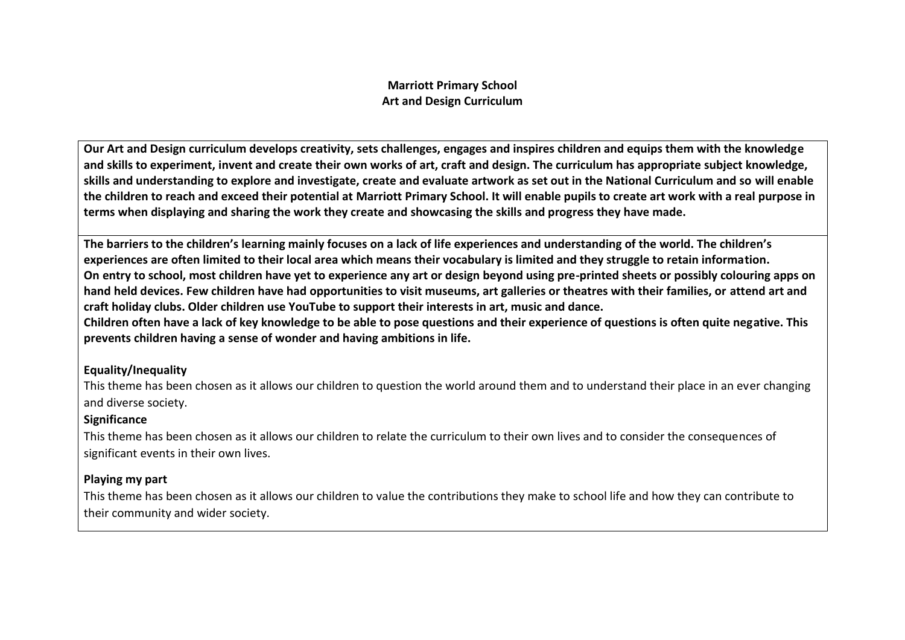# Marriott Primary School
## Art and Design Curriculum

**Our Art and Design curriculum develops creativity, sets challenges, engages and inspires children and equips them with the knowledge and skills to experiment, invent and create their own works of art, craft and design. The curriculum has appropriate subject knowledge, skills and understanding to explore and investigate, create and evaluate artwork as set out in the National Curriculum and so will enable the children to reach and exceed their potential at Marriott Primary School. It will enable pupils to create art work with a real purpose in terms when displaying and sharing the work they create and showcasing the skills and progress they have made.**

**The barriers to the children's learning mainly focuses on a lack of life experiences and understanding of the world. The children's experiences are often limited to their local area which means their vocabulary is limited and they struggle to retain information.**
**On entry to school, most children have yet to experience any art or design beyond using pre-printed sheets or possibly colouring apps on hand held devices. Few children have had opportunities to visit museums, art galleries or theatres with their families, or attend art and craft holiday clubs. Older children use YouTube to support their interests in art, music and dance.**
**Children often have a lack of key knowledge to be able to pose questions and their experience of questions is often quite negative. This prevents children having a sense of wonder and having ambitions in life.**

**Equality/Inequality**

This theme has been chosen as it allows our children to question the world around them and to understand their place in an ever changing and diverse society.

**Significance**

This theme has been chosen as it allows our children to relate the curriculum to their own lives and to consider the consequences of significant events in their own lives.

**Playing my part**

This theme has been chosen as it allows our children to value the contributions they make to school life and how they can contribute to their community and wider society.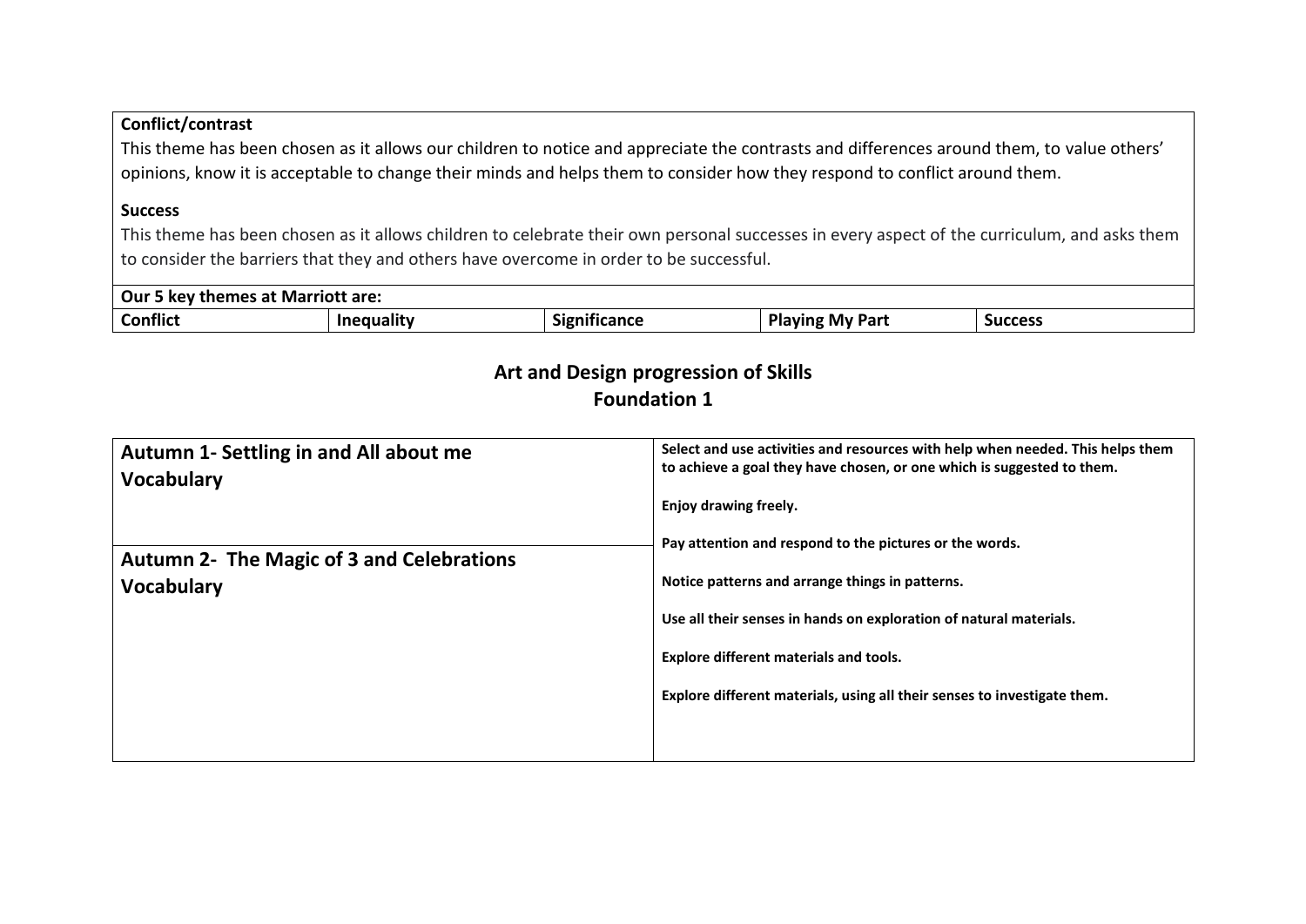| **Conflict/contrast**<br>This theme has been chosen as it allows our children to notice and appreciate the contrasts and differences around them, to value others' opinions, know it is acceptable to change their minds and helps them to consider how they respond to conflict around them.<br><br>**Success**<br>This theme has been chosen as it allows children to celebrate their own personal successes in every aspect of the curriculum, and asks them to consider the barriers that they and others have overcome in order to be successful. |
|---|

| **Our 5 key themes at Marriott are:** | | | | |
|---|---|---|---|---|
| **Conflict** | **Inequality** | **Significance** | **Playing My Part** | **Success** |

## Art and Design progression of Skills
## Foundation 1

| | |
|---|---|
| **Autumn 1- Settling in and All about me**<br>**Vocabulary** | **Select and use activities and resources with help when needed. This helps them to achieve a goal they have chosen, or one which is suggested to them.**<br><br>**Enjoy drawing freely.**<br><br>**Pay attention and respond to the pictures or the words.**<br><br>**Notice patterns and arrange things in patterns.**<br><br>**Use all their senses in hands on exploration of natural materials.**<br><br>**Explore different materials and tools.**<br><br>**Explore different materials, using all their senses to investigate them.** |
| **Autumn 2- The Magic of 3 and Celebrations**<br>**Vocabulary** | |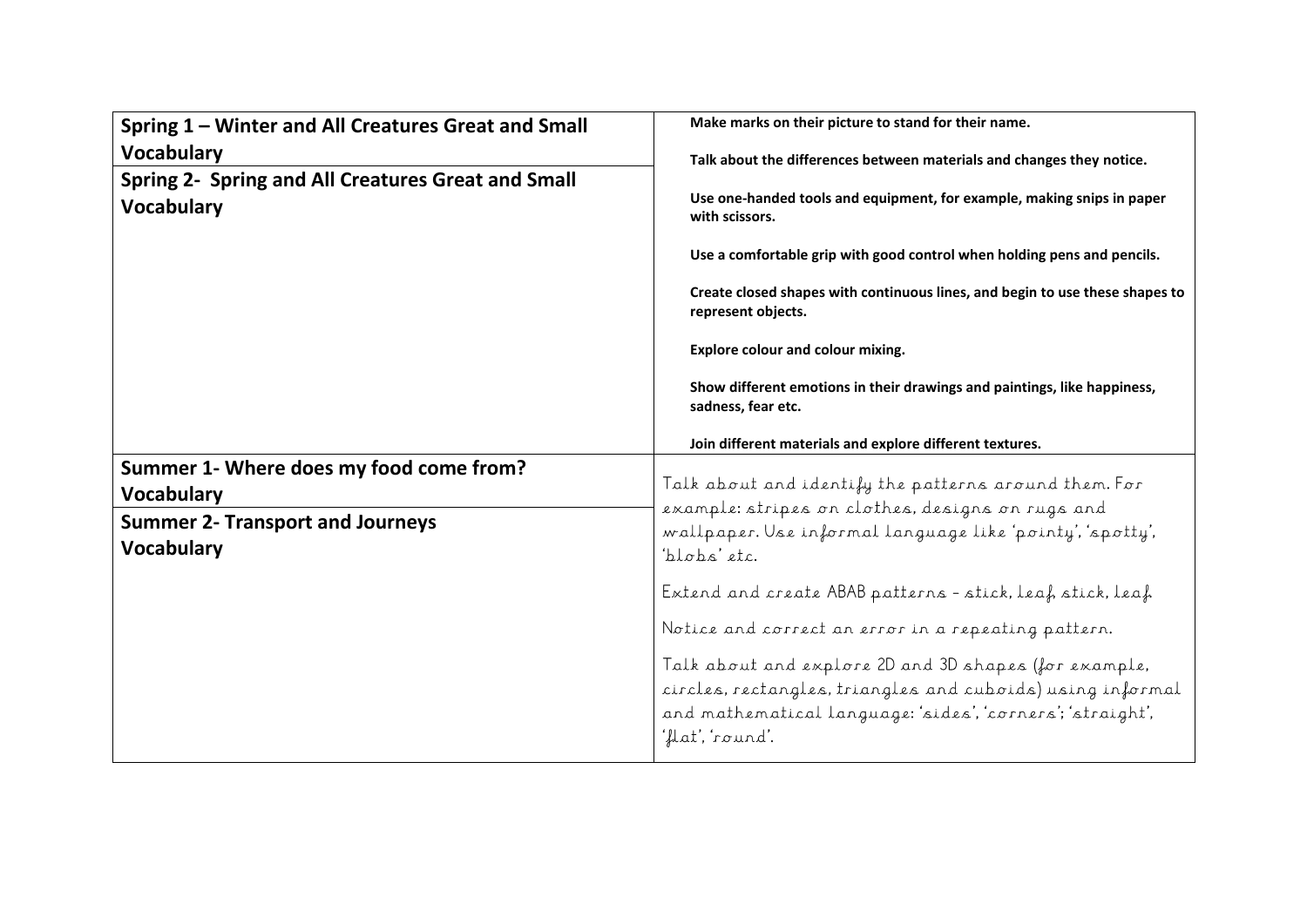| | |
|---|---|
| **Spring 1 – Winter and All Creatures Great and Small Vocabulary**<br><br>**Spring 2- Spring and All Creatures Great and Small Vocabulary** | **Make marks on their picture to stand for their name.**<br><br>**Talk about the differences between materials and changes they notice.**<br><br>**Use one-handed tools and equipment, for example, making snips in paper with scissors.**<br><br>**Use a comfortable grip with good control when holding pens and pencils.**<br><br>**Create closed shapes with continuous lines, and begin to use these shapes to represent objects.**<br><br>**Explore colour and colour mixing.**<br><br>**Show different emotions in their drawings and paintings, like happiness, sadness, fear etc.**<br><br>**Join different materials and explore different textures.** |
| **Summer 1- Where does my food come from? Vocabulary**<br><br>**Summer 2- Transport and Journeys Vocabulary** | Talk about and identify the patterns around them. For example: stripes on clothes, designs on rugs and wallpaper. Use informal language like 'pointy', 'spotty', 'blobs' etc.<br><br>Extend and create ABAB patterns – stick, leaf, stick, leaf<br><br>Notice and correct an error in a repeating pattern.<br><br>Talk about and explore 2D and 3D shapes (for example, circles, rectangles, triangles and cuboids) using informal and mathematical language: 'sides', 'corners'; 'straight', 'flat', 'round'. |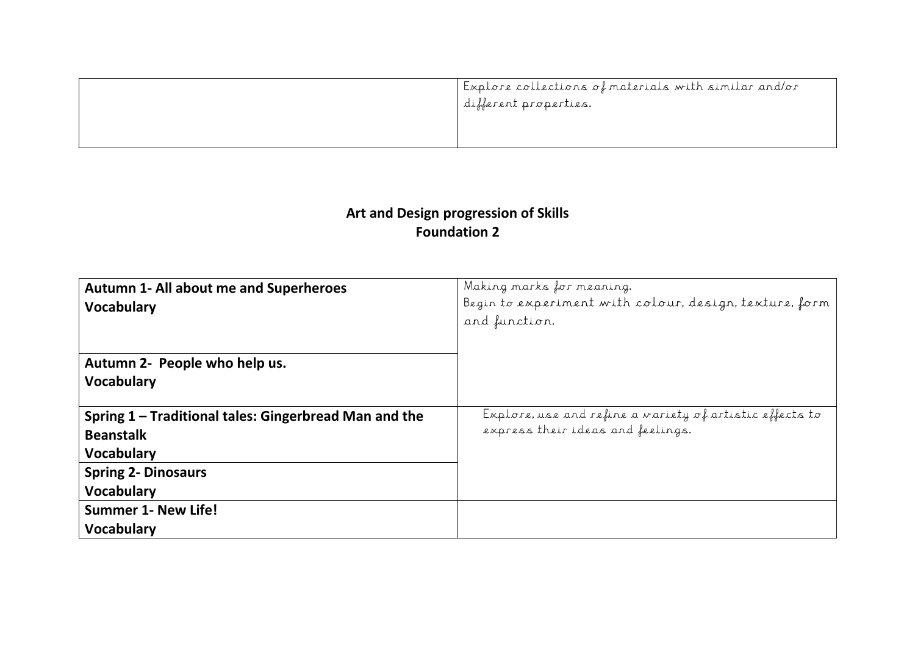| | |
|---|---|
| | Explore collections of materials with similar and/or different properties. |

**Art and Design progression of Skills**
**Foundation 2**

| | |
|---|---|
| **Autumn 1- All about me and Superheroes** **Vocabulary** | Making marks for meaning. Begin to experiment with colour, design, texture, form and function. |
| **Autumn 2- People who help us.** **Vocabulary** | |
| **Spring 1 – Traditional tales: Gingerbread Man and the Beanstalk** **Vocabulary** | Explore, use and refine a variety of artistic effects to express their ideas and feelings. |
| **Spring 2- Dinosaurs** **Vocabulary** | |
| **Summer 1- New Life!** **Vocabulary** | |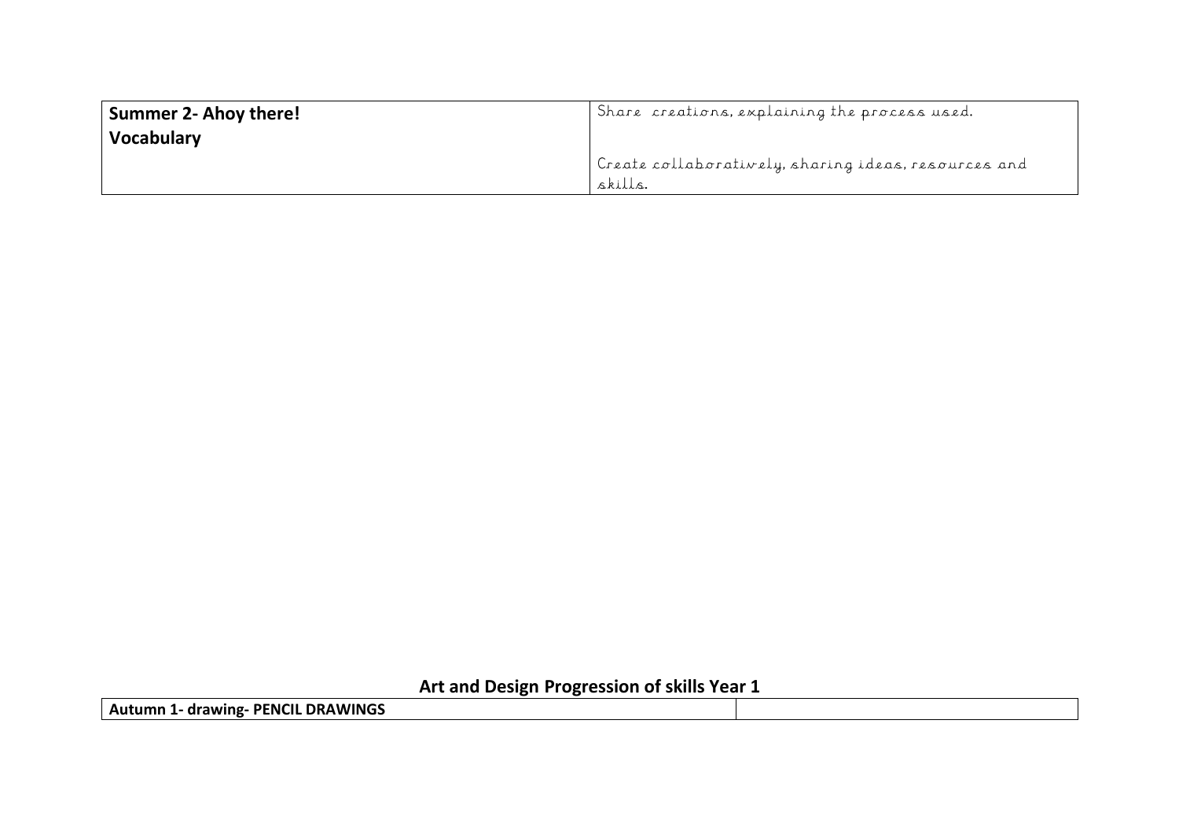| **Summer 2- Ahoy there!**<br>**Vocabulary** | Share creations, explaining the process used.<br><br>Create collaboratively, sharing ideas, resources and skills. |
|---|---|

## Art and Design Progression of skills Year 1

| **Autumn 1- drawing- PENCIL DRAWINGS** | |
|---|---|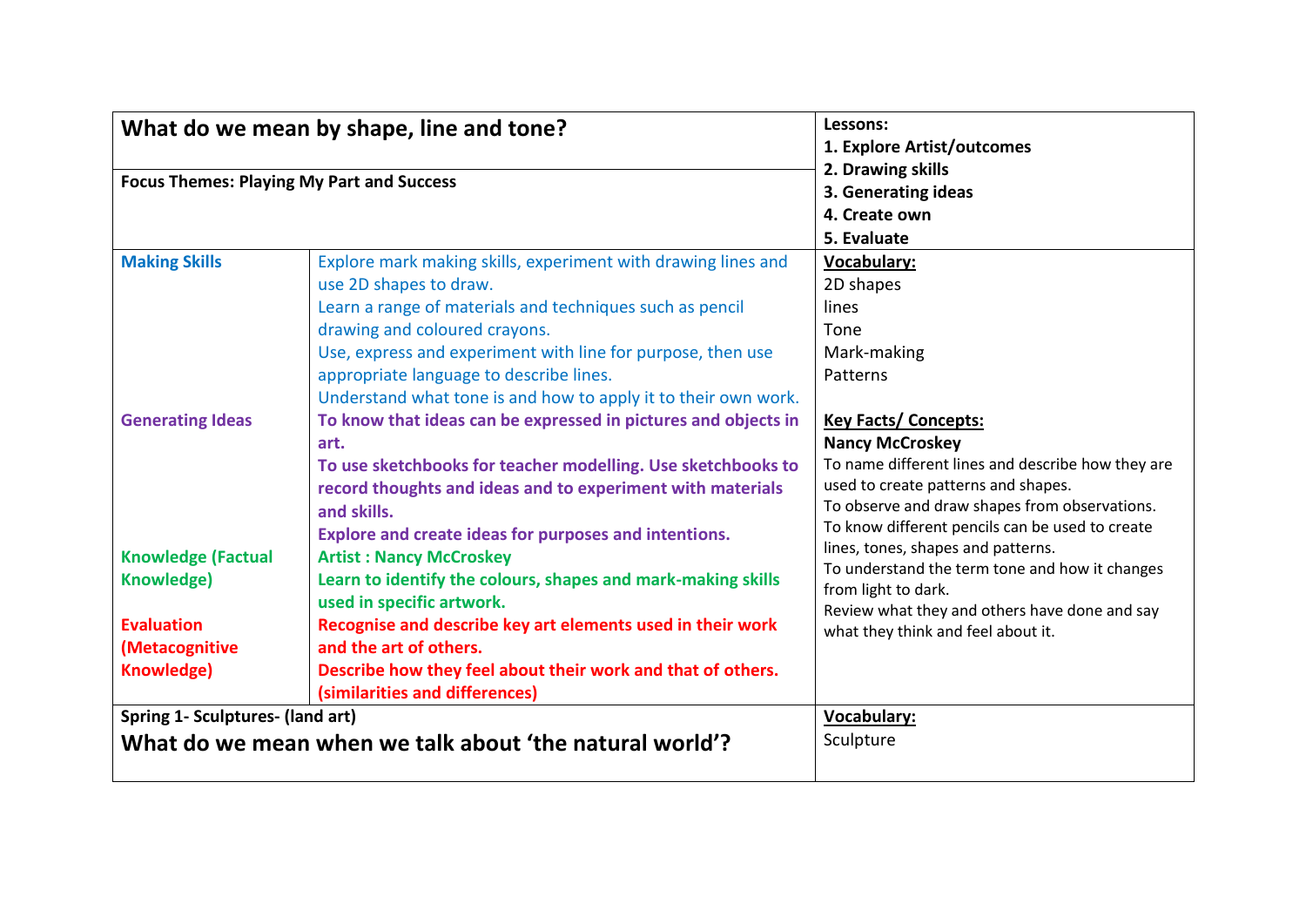| What do we mean by shape, line and tone? | | **Lessons:**<br>**1. Explore Artist/outcomes**<br>**2. Drawing skills**<br>**3. Generating ideas**<br>**4. Create own**<br>**5. Evaluate** |
|---|---|---|
| **Focus Themes: Playing My Part and Success** | | |
| **Making Skills** | Explore mark making skills, experiment with drawing lines and use 2D shapes to draw.<br>Learn a range of materials and techniques such as pencil drawing and coloured crayons.<br>Use, express and experiment with line for purpose, then use appropriate language to describe lines.<br>Understand what tone is and how to apply it to their own work. | **Vocabulary:**<br>2D shapes<br>lines<br>Tone<br>Mark-making<br>Patterns |
| **Generating Ideas** | **To know that ideas can be expressed in pictures and objects in art.**<br>**To use sketchbooks for teacher modelling. Use sketchbooks to record thoughts and ideas and to experiment with materials and skills.**<br>**Explore and create ideas for purposes and intentions.** | **Key Facts/ Concepts:**<br>**Nancy McCroskey**<br>To name different lines and describe how they are used to create patterns and shapes.<br>To observe and draw shapes from observations.<br>To know different pencils can be used to create lines, tones, shapes and patterns.<br>To understand the term tone and how it changes from light to dark.<br>Review what they and others have done and say what they think and feel about it. |
| **Knowledge (Factual Knowledge)** | **Artist : Nancy McCroskey**<br>**Learn to identify the colours, shapes and mark-making skills used in specific artwork.** | |
| **Evaluation (Metacognitive Knowledge)** | **Recognise and describe key art elements used in their work and the art of others.**<br>**Describe how they feel about their work and that of others. (similarities and differences)** | |
| **Spring 1- Sculptures- (land art)**<br>**What do we mean when we talk about 'the natural world'?** | | **Vocabulary:**<br>Sculpture |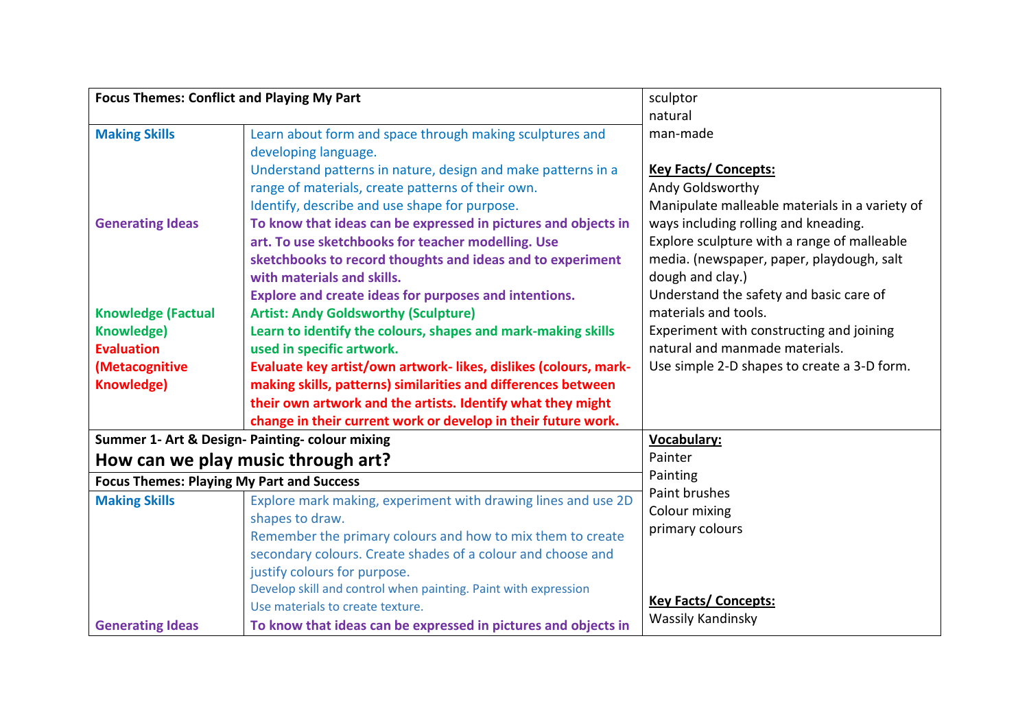| Focus Themes: Conflict and Playing My Part | | sculptor<br>natural<br>man-made<br><br>**Key Facts/ Concepts:**<br>Andy Goldsworthy<br>Manipulate malleable materials in a variety of ways including rolling and kneading.<br>Explore sculpture with a range of malleable media. (newspaper, paper, playdough, salt dough and clay.)<br>Understand the safety and basic care of materials and tools.<br>Experiment with constructing and joining natural and manmade materials.<br>Use simple 2-D shapes to create a 3-D form. |
|---|---|---|
| **Making Skills** | Learn about form and space through making sculptures and developing language.<br>Understand patterns in nature, design and make patterns in a range of materials, create patterns of their own.<br>Identify, describe and use shape for purpose. | |
| **Generating Ideas** | **To know that ideas can be expressed in pictures and objects in art. To use sketchbooks for teacher modelling. Use sketchbooks to record thoughts and ideas and to experiment with materials and skills.**<br>**Explore and create ideas for purposes and intentions.** | |
| **Knowledge (Factual Knowledge)** | **Artist: Andy Goldsworthy (Sculpture)**<br>**Learn to identify the colours, shapes and mark-making skills used in specific artwork.** | |
| **Evaluation (Metacognitive Knowledge)** | **Evaluate key artist/own artwork- likes, dislikes (colours, mark-making skills, patterns) similarities and differences between their own artwork and the artists. Identify what they might change in their current work or develop in their future work.** | |
| **Summer 1- Art & Design- Painting- colour mixing**<br>**How can we play music through art?** | | **Vocabulary:**<br>Painter<br>Painting<br>Paint brushes<br>Colour mixing<br>primary colours<br><br>**Key Facts/ Concepts:**<br>Wassily Kandinsky |
| **Focus Themes: Playing My Part and Success** | | |
| **Making Skills** | Explore mark making, experiment with drawing lines and use 2D shapes to draw.<br>Remember the primary colours and how to mix them to create secondary colours. Create shades of a colour and choose and justify colours for purpose.<br>Develop skill and control when painting. Paint with expression<br>Use materials to create texture. | |
| **Generating Ideas** | **To know that ideas can be expressed in pictures and objects in** | |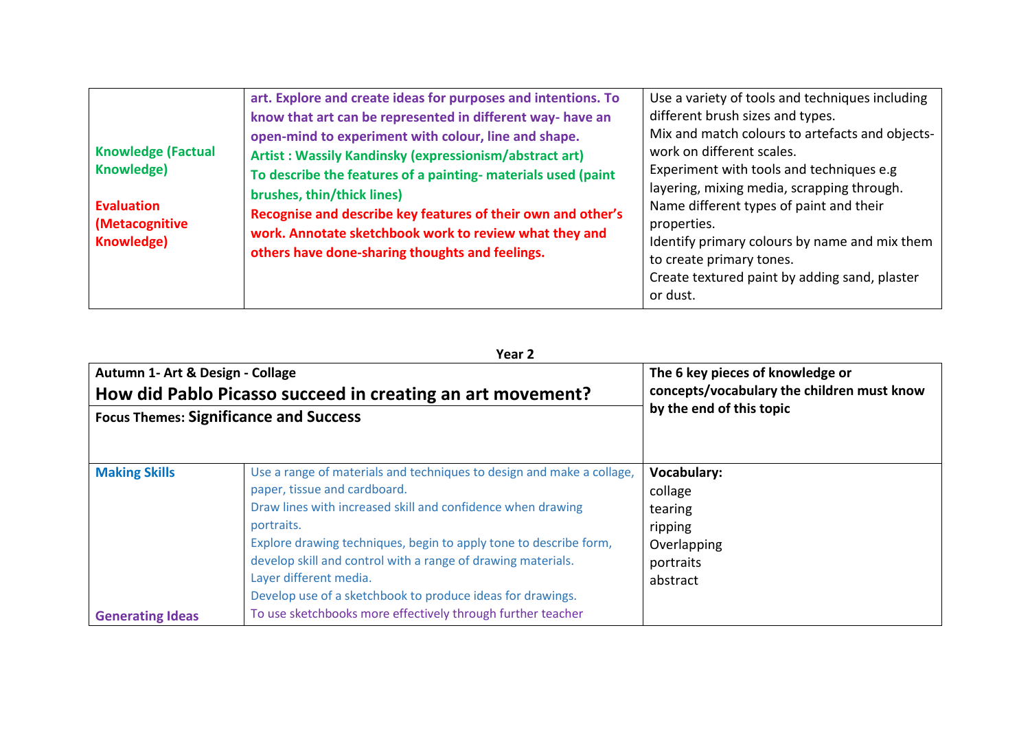| | | |
|---|---|---|
| **Knowledge (Factual Knowledge)**<br><br>**Evaluation (Metacognitive Knowledge)** | **art. Explore and create ideas for purposes and intentions. To know that art can be represented in different way- have an open-mind to experiment with colour, line and shape.**<br>**Artist : Wassily Kandinsky (expressionism/abstract art)**<br>**To describe the features of a painting- materials used (paint brushes, thin/thick lines)**<br>**Recognise and describe key features of their own and other's work. Annotate sketchbook work to review what they and others have done-sharing thoughts and feelings.** | Use a variety of tools and techniques including different brush sizes and types.<br>Mix and match colours to artefacts and objects-work on different scales.<br>Experiment with tools and techniques e.g layering, mixing media, scrapping through.<br>Name different types of paint and their properties.<br>Identify primary colours by name and mix them to create primary tones.<br>Create textured paint by adding sand, plaster or dust. |

**Year 2**

| **Autumn 1- Art & Design - Collage**<br>**How did Pablo Picasso succeed in creating an art movement?**<br>**Focus Themes: Significance and Success** | | **The 6 key pieces of knowledge or concepts/vocabulary the children must know by the end of this topic** |
|---|---|---|
| **Making Skills**<br><br><br><br><br><br><br>**Generating Ideas** | Use a range of materials and techniques to design and make a collage, paper, tissue and cardboard.<br>Draw lines with increased skill and confidence when drawing portraits.<br>Explore drawing techniques, begin to apply tone to describe form, develop skill and control with a range of drawing materials.<br>Layer different media.<br>Develop use of a sketchbook to produce ideas for drawings.<br>To use sketchbooks more effectively through further teacher | **Vocabulary:**<br>collage<br>tearing<br>ripping<br>Overlapping<br>portraits<br>abstract |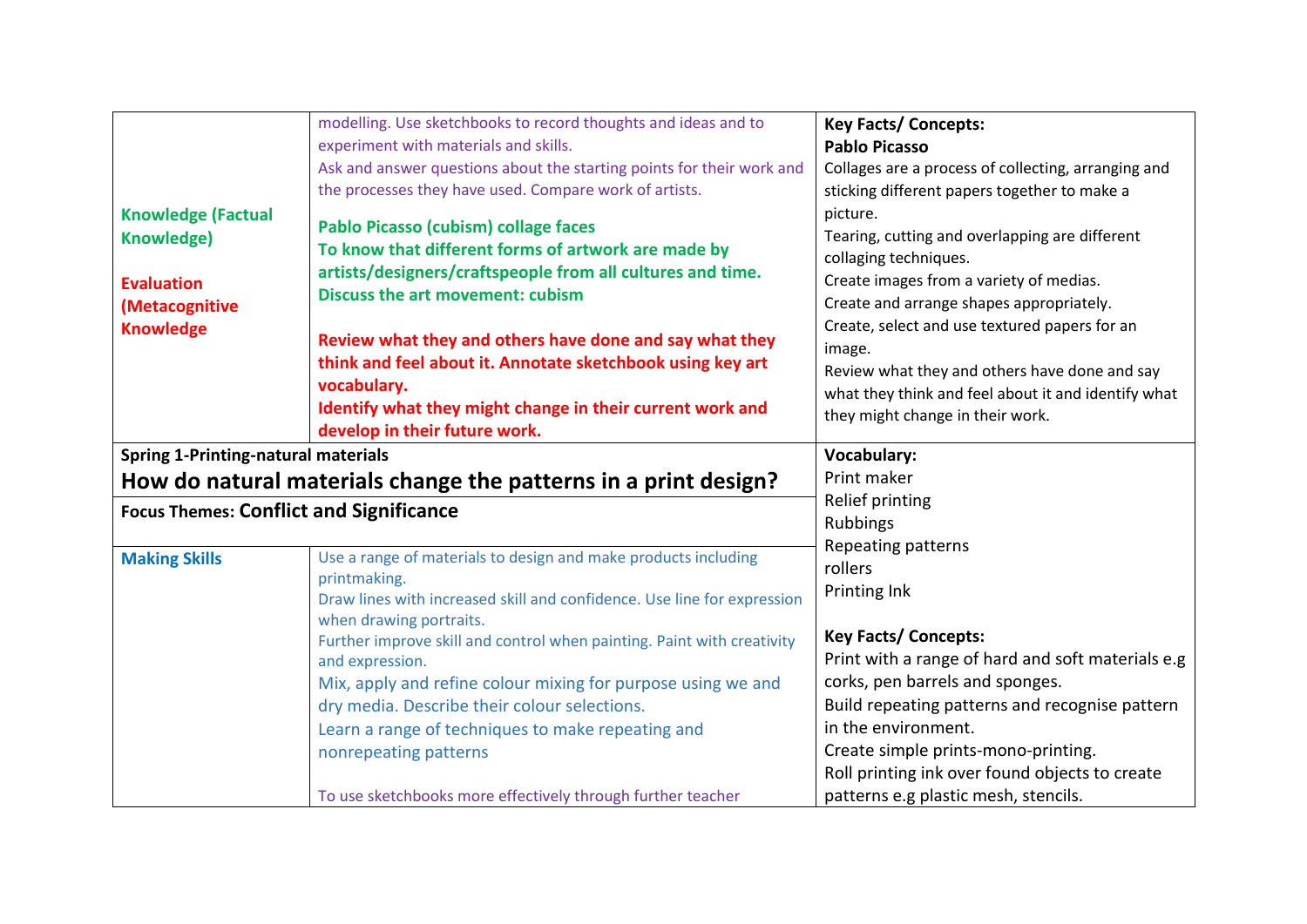| | | |
|---|---|---|
| **Knowledge (Factual Knowledge)**<br><br>**Evaluation (Metacognitive Knowledge** | modelling. Use sketchbooks to record thoughts and ideas and to experiment with materials and skills.<br>Ask and answer questions about the starting points for their work and the processes they have used. Compare work of artists.<br><br>**Pablo Picasso (cubism) collage faces**<br>**To know that different forms of artwork are made by artists/designers/craftspeople from all cultures and time.**<br>**Discuss the art movement: cubism**<br><br>**Review what they and others have done and say what they think and feel about it. Annotate sketchbook using key art vocabulary.**<br>**Identify what they might change in their current work and develop in their future work.** | **Key Facts/ Concepts:**<br>**Pablo Picasso**<br>Collages are a process of collecting, arranging and sticking different papers together to make a picture.<br>Tearing, cutting and overlapping are different collaging techniques.<br>Create images from a variety of medias.<br>Create and arrange shapes appropriately.<br>Create, select and use textured papers for an image.<br>Review what they and others have done and say what they think and feel about it and identify what they might change in their work. |
| **Spring 1-Printing-natural materials**<br>**How do natural materials change the patterns in a print design?** | | **Vocabulary:**<br>Print maker<br>Relief printing<br>Rubbings<br>Repeating patterns<br>rollers<br>Printing Ink<br><br>**Key Facts/ Concepts:**<br>Print with a range of hard and soft materials e.g corks, pen barrels and sponges.<br>Build repeating patterns and recognise pattern in the environment.<br>Create simple prints-mono-printing.<br>Roll printing ink over found objects to create patterns e.g plastic mesh, stencils. |
| **Focus Themes: Conflict and Significance** | | |
| **Making Skills** | Use a range of materials to design and make products including printmaking.<br>Draw lines with increased skill and confidence. Use line for expression when drawing portraits.<br>Further improve skill and control when painting. Paint with creativity and expression.<br>Mix, apply and refine colour mixing for purpose using we and dry media. Describe their colour selections.<br>Learn a range of techniques to make repeating and nonrepeating patterns<br><br>To use sketchbooks more effectively through further teacher | |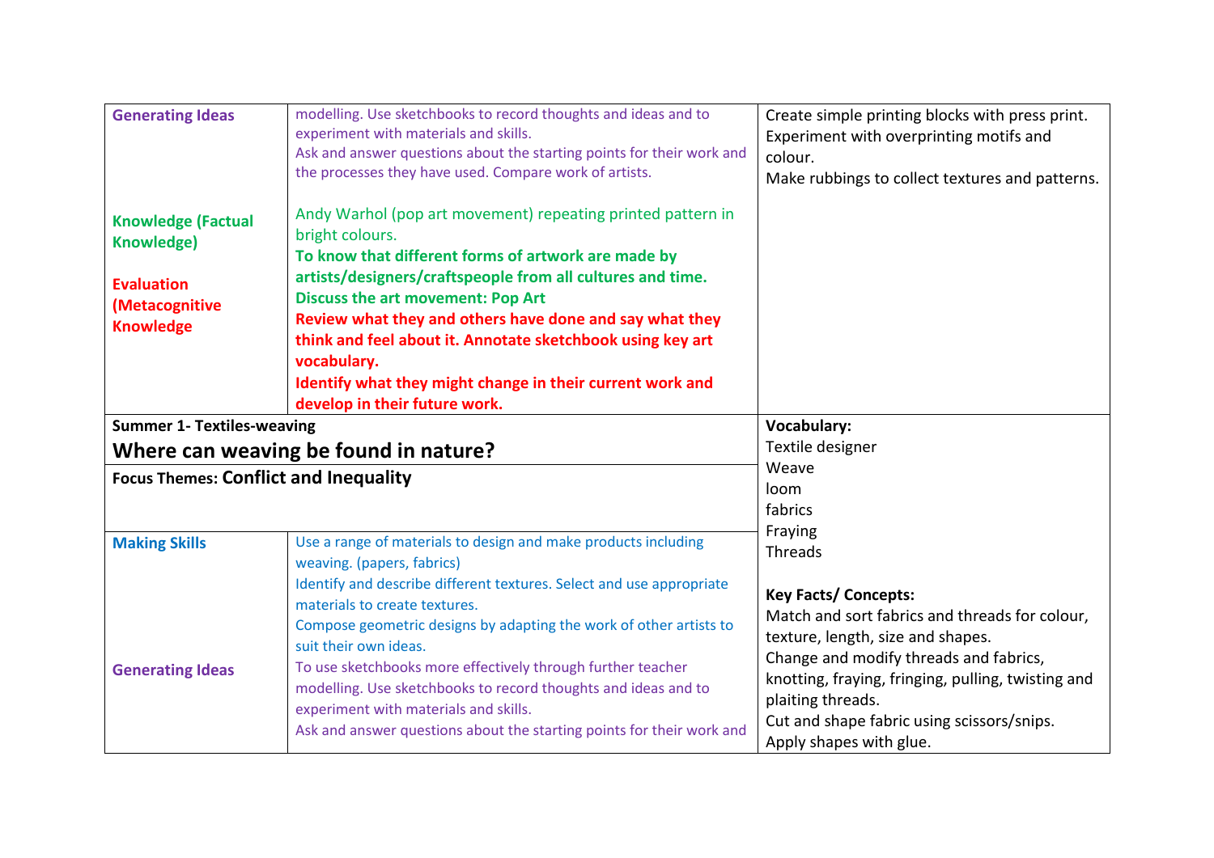| Generating Ideas | modelling. Use sketchbooks to record thoughts and ideas and to experiment with materials and skills.<br>Ask and answer questions about the starting points for their work and the processes they have used. Compare work of artists. | Create simple printing blocks with press print.<br>Experiment with overprinting motifs and colour.<br>Make rubbings to collect textures and patterns. |
|---|---|---|
| **Knowledge (Factual Knowledge)**<br><br>**Evaluation (Metacognitive Knowledge** | Andy Warhol (pop art movement) repeating printed pattern in bright colours.<br>**To know that different forms of artwork are made by artists/designers/craftspeople from all cultures and time.**<br>**Discuss the art movement: Pop Art**<br>**Review what they and others have done and say what they think and feel about it. Annotate sketchbook using key art vocabulary.**<br>**Identify what they might change in their current work and develop in their future work.** | |
| **Summer 1- Textiles-weaving**<br>**Where can weaving be found in nature?** | | **Vocabulary:**<br>Textile designer<br>Weave<br>loom<br>fabrics<br>Fraying<br>Threads<br><br>**Key Facts/ Concepts:**<br>Match and sort fabrics and threads for colour, texture, length, size and shapes.<br>Change and modify threads and fabrics, knotting, fraying, fringing, pulling, twisting and plaiting threads.<br>Cut and shape fabric using scissors/snips.<br>Apply shapes with glue. |
| **Focus Themes: Conflict and Inequality** | | |
| **Making Skills**<br><br><br><br><br>**Generating Ideas** | Use a range of materials to design and make products including weaving. (papers, fabrics)<br>Identify and describe different textures. Select and use appropriate materials to create textures.<br>Compose geometric designs by adapting the work of other artists to suit their own ideas.<br>To use sketchbooks more effectively through further teacher modelling. Use sketchbooks to record thoughts and ideas and to experiment with materials and skills.<br>Ask and answer questions about the starting points for their work and | |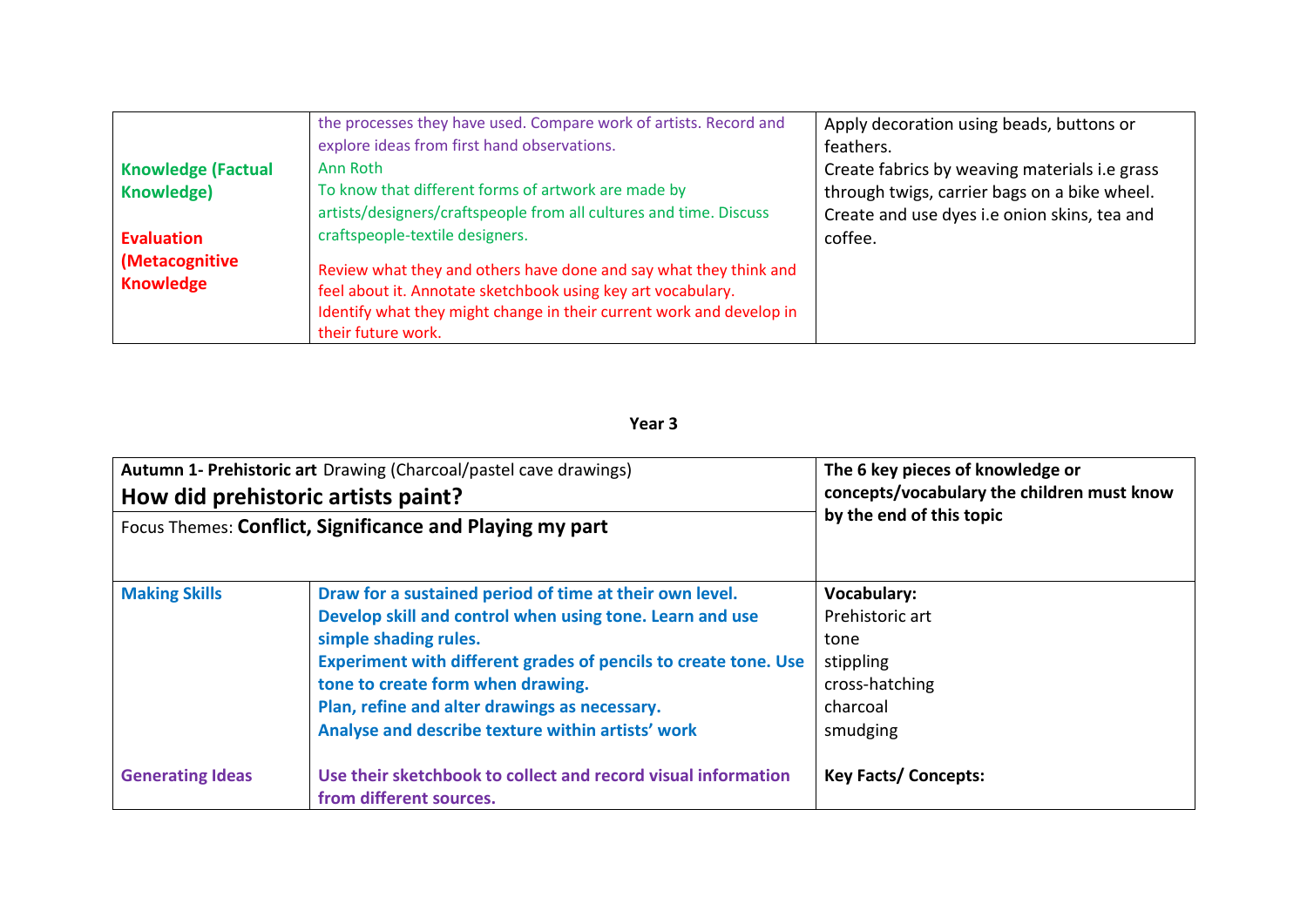| | | |
|---|---|---|
| **Knowledge (Factual Knowledge)**<br><br>**Evaluation (Metacognitive Knowledge** | the processes they have used. Compare work of artists. Record and explore ideas from first hand observations.<br>Ann Roth<br>To know that different forms of artwork are made by artists/designers/craftspeople from all cultures and time. Discuss craftspeople-textile designers.<br><br>Review what they and others have done and say what they think and feel about it. Annotate sketchbook using key art vocabulary.<br>Identify what they might change in their current work and develop in their future work. | Apply decoration using beads, buttons or feathers.<br>Create fabrics by weaving materials i.e grass through twigs, carrier bags on a bike wheel.<br>Create and use dyes i.e onion skins, tea and coffee. |

## Year 3

| **Autumn 1- Prehistoric art** Drawing (Charcoal/pastel cave drawings)<br>**How did prehistoric artists paint?**<br>Focus Themes: **Conflict, Significance and Playing my part** | | **The 6 key pieces of knowledge or concepts/vocabulary the children must know by the end of this topic** |
|---|---|---|
| **Making Skills** | **Draw for a sustained period of time at their own level.**<br>**Develop skill and control when using tone. Learn and use simple shading rules.**<br>**Experiment with different grades of pencils to create tone. Use tone to create form when drawing.**<br>**Plan, refine and alter drawings as necessary.**<br>**Analyse and describe texture within artists' work** | **Vocabulary:**<br>Prehistoric art<br>tone<br>stippling<br>cross-hatching<br>charcoal<br>smudging |
| **Generating Ideas** | **Use their sketchbook to collect and record visual information from different sources.** | **Key Facts/ Concepts:** |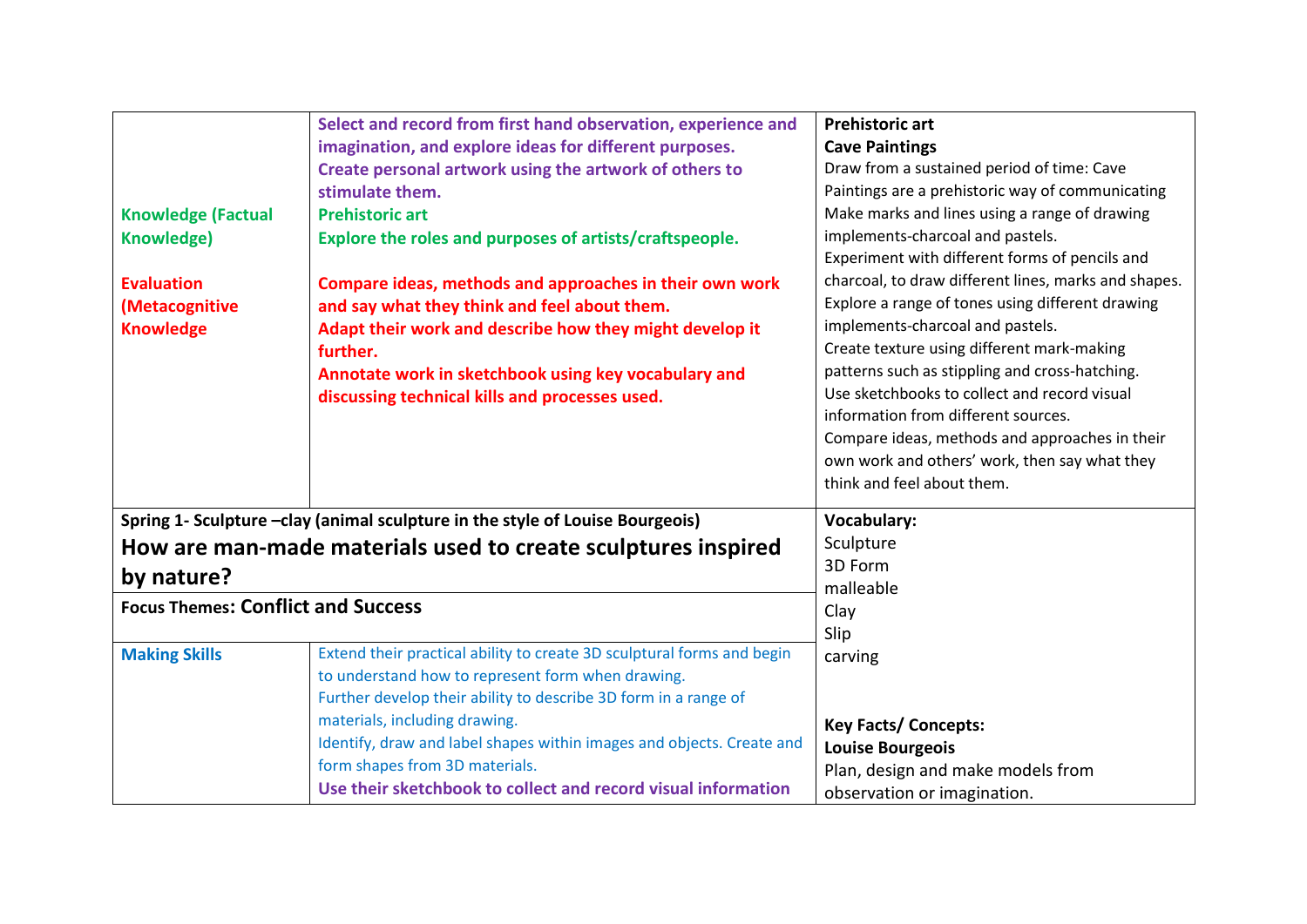| | | |
|---|---|---|
| **Knowledge (Factual Knowledge)**<br><br>**Evaluation (Metacognitive Knowledge** | **Select and record from first hand observation, experience and imagination, and explore ideas for different purposes.**<br>**Create personal artwork using the artwork of others to stimulate them.**<br>**Prehistoric art**<br>**Explore the roles and purposes of artists/craftspeople.**<br><br>**Compare ideas, methods and approaches in their own work and say what they think and feel about them.**<br>**Adapt their work and describe how they might develop it further.**<br>**Annotate work in sketchbook using key vocabulary and discussing technical kills and processes used.** | **Prehistoric art**<br>**Cave Paintings**<br>Draw from a sustained period of time: Cave Paintings are a prehistoric way of communicating<br>Make marks and lines using a range of drawing implements-charcoal and pastels.<br>Experiment with different forms of pencils and charcoal, to draw different lines, marks and shapes.<br>Explore a range of tones using different drawing implements-charcoal and pastels.<br>Create texture using different mark-making patterns such as stippling and cross-hatching.<br>Use sketchbooks to collect and record visual information from different sources.<br>Compare ideas, methods and approaches in their own work and others' work, then say what they think and feel about them. |
| **Spring 1- Sculpture –clay (animal sculpture in the style of Louise Bourgeois)**<br>**How are man-made materials used to create sculptures inspired by nature?** | | **Vocabulary:**<br>Sculpture<br>3D Form<br>malleable<br>Clay<br>Slip<br>carving<br><br>**Key Facts/ Concepts:**<br>**Louise Bourgeois**<br>Plan, design and make models from observation or imagination. |
| **Focus Themes: Conflict and Success** | | |
| **Making Skills** | Extend their practical ability to create 3D sculptural forms and begin to understand how to represent form when drawing.<br>Further develop their ability to describe 3D form in a range of materials, including drawing.<br>Identify, draw and label shapes within images and objects. Create and form shapes from 3D materials.<br>**Use their sketchbook to collect and record visual information** | |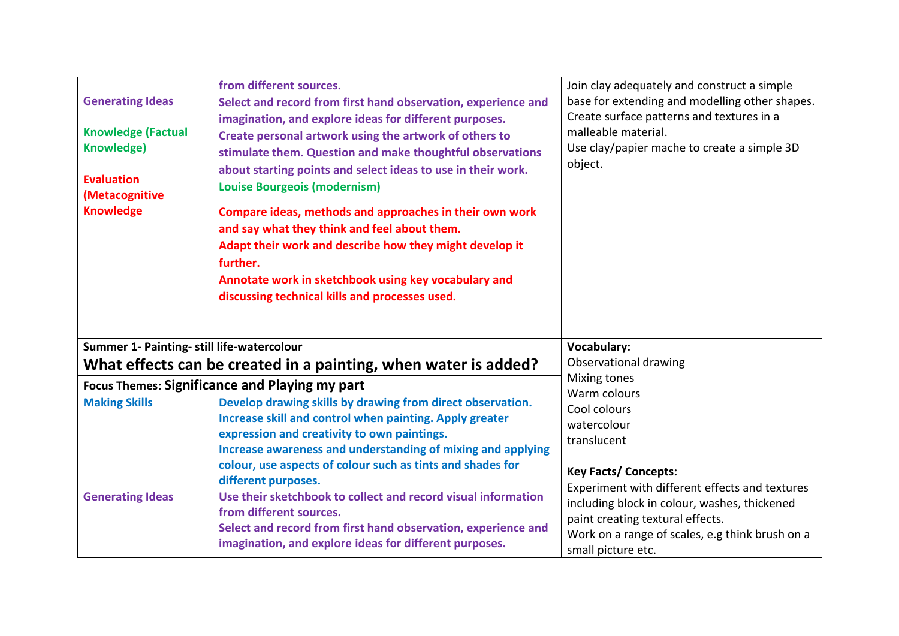| | | |
|---|---|---|
| **Generating Ideas**<br><br>**Knowledge (Factual Knowledge)**<br><br>**Evaluation (Metacognitive Knowledge** | **from different sources.**<br>**Select and record from first hand observation, experience and imagination, and explore ideas for different purposes.**<br>**Create personal artwork using the artwork of others to stimulate them. Question and make thoughtful observations about starting points and select ideas to use in their work.**<br>**Louise Bourgeois (modernism)**<br><br>**Compare ideas, methods and approaches in their own work and say what they think and feel about them.**<br>**Adapt their work and describe how they might develop it further.**<br>**Annotate work in sketchbook using key vocabulary and discussing technical kills and processes used.** | Join clay adequately and construct a simple base for extending and modelling other shapes.<br>Create surface patterns and textures in a malleable material.<br>Use clay/papier mache to create a simple 3D object. |
| **Summer 1- Painting- still life-watercolour**<br>**What effects can be created in a painting, when water is added?** | | **Vocabulary:**<br>Observational drawing<br>Mixing tones<br>Warm colours<br>Cool colours<br>watercolour<br>translucent<br><br>**Key Facts/ Concepts:**<br>Experiment with different effects and textures including block in colour, washes, thickened paint creating textural effects.<br>Work on a range of scales, e.g think brush on a small picture etc. |
| **Focus Themes: Significance and Playing my part** | | |
| **Making Skills**<br><br><br><br><br><br>**Generating Ideas** | **Develop drawing skills by drawing from direct observation.**<br>**Increase skill and control when painting. Apply greater expression and creativity to own paintings.**<br>**Increase awareness and understanding of mixing and applying colour, use aspects of colour such as tints and shades for different purposes.**<br>**Use their sketchbook to collect and record visual information from different sources.**<br>**Select and record from first hand observation, experience and imagination, and explore ideas for different purposes.** | |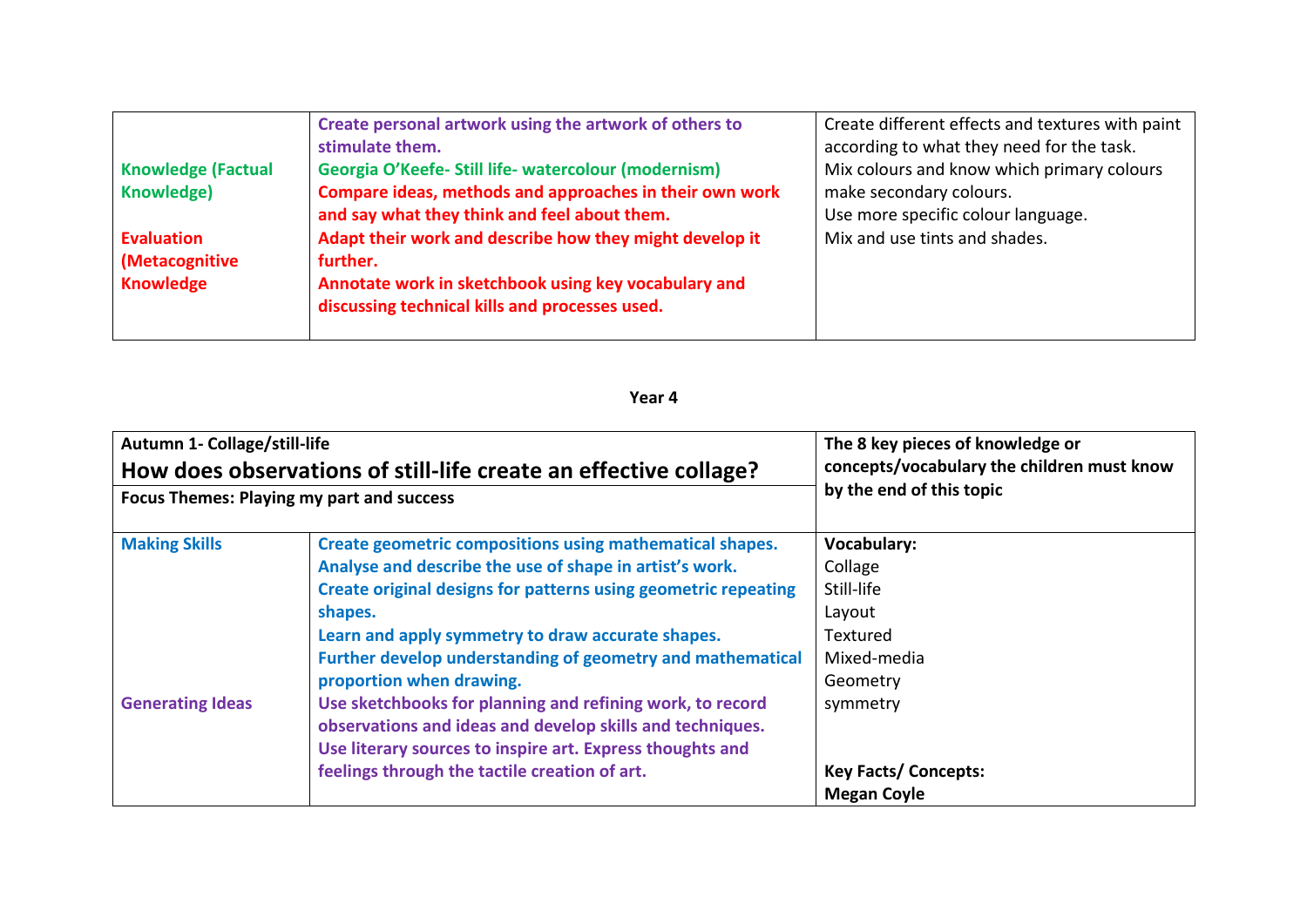| | | |
|---|---|---|
| **Knowledge (Factual Knowledge)**<br><br>**Evaluation (Metacognitive Knowledge** | **Create personal artwork using the artwork of others to stimulate them.**<br>**Georgia O'Keefe- Still life- watercolour (modernism)**<br>**Compare ideas, methods and approaches in their own work and say what they think and feel about them.**<br>**Adapt their work and describe how they might develop it further.**<br>**Annotate work in sketchbook using key vocabulary and discussing technical kills and processes used.** | Create different effects and textures with paint according to what they need for the task.<br>Mix colours and know which primary colours make secondary colours.<br>Use more specific colour language.<br>Mix and use tints and shades. |

**Year 4**

| **Autumn 1- Collage/still-life**<br>**How does observations of still-life create an effective collage?**<br>**Focus Themes: Playing my part and success** | | **The 8 key pieces of knowledge or concepts/vocabulary the children must know by the end of this topic** |
|---|---|---|
| **Making Skills**<br><br><br><br><br><br><br>**Generating Ideas** | **Create geometric compositions using mathematical shapes.**<br>**Analyse and describe the use of shape in artist's work.**<br>**Create original designs for patterns using geometric repeating shapes.**<br>**Learn and apply symmetry to draw accurate shapes.**<br>**Further develop understanding of geometry and mathematical proportion when drawing.**<br>**Use sketchbooks for planning and refining work, to record observations and ideas and develop skills and techniques.**<br>**Use literary sources to inspire art. Express thoughts and feelings through the tactile creation of art.** | **Vocabulary:**<br>Collage<br>Still-life<br>Layout<br>Textured<br>Mixed-media<br>Geometry<br>symmetry<br><br>**Key Facts/ Concepts:**<br>**Megan Coyle** |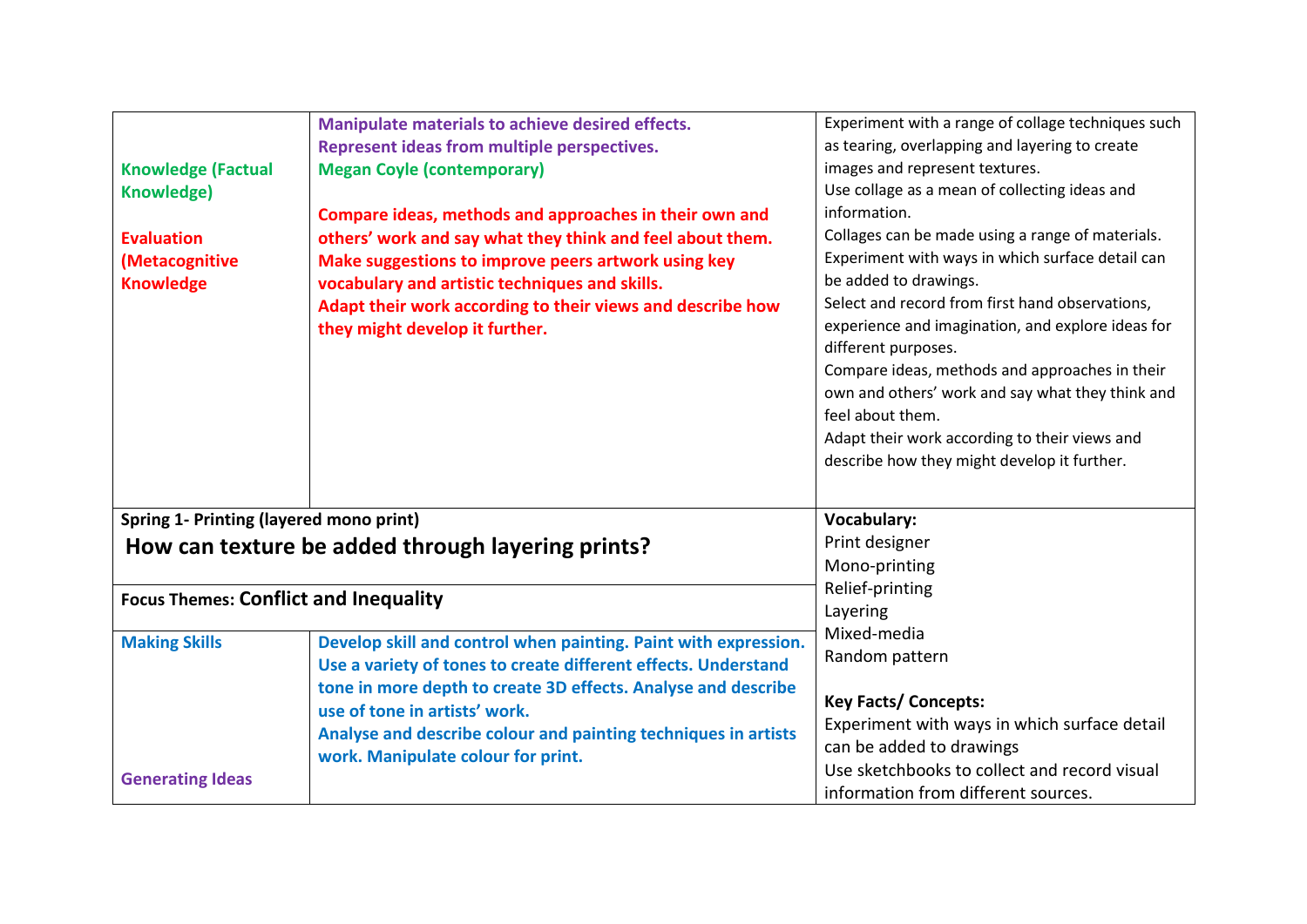| | | |
|---|---|---|
| **Knowledge (Factual Knowledge)**<br><br>**Evaluation (Metacognitive Knowledge** | **Manipulate materials to achieve desired effects.**<br>**Represent ideas from multiple perspectives.**<br>**Megan Coyle (contemporary)**<br><br>**Compare ideas, methods and approaches in their own and others' work and say what they think and feel about them.**<br>**Make suggestions to improve peers artwork using key vocabulary and artistic techniques and skills.**<br>**Adapt their work according to their views and describe how they might develop it further.** | Experiment with a range of collage techniques such as tearing, overlapping and layering to create images and represent textures.<br>Use collage as a mean of collecting ideas and information.<br>Collages can be made using a range of materials.<br>Experiment with ways in which surface detail can be added to drawings.<br>Select and record from first hand observations, experience and imagination, and explore ideas for different purposes.<br>Compare ideas, methods and approaches in their own and others' work and say what they think and feel about them.<br>Adapt their work according to their views and describe how they might develop it further. |
| **Spring 1- Printing (layered mono print)**<br>**How can texture be added through layering prints?** | | **Vocabulary:**<br>Print designer<br>Mono-printing<br>Relief-printing<br>Layering<br>Mixed-media<br>Random pattern<br><br>**Key Facts/ Concepts:**<br>Experiment with ways in which surface detail can be added to drawings<br>Use sketchbooks to collect and record visual information from different sources. |
| **Focus Themes: Conflict and Inequality** | | |
| **Making Skills**<br><br><br><br><br>**Generating Ideas** | **Develop skill and control when painting. Paint with expression. Use a variety of tones to create different effects. Understand tone in more depth to create 3D effects. Analyse and describe use of tone in artists' work.**<br>**Analyse and describe colour and painting techniques in artists work. Manipulate colour for print.** | |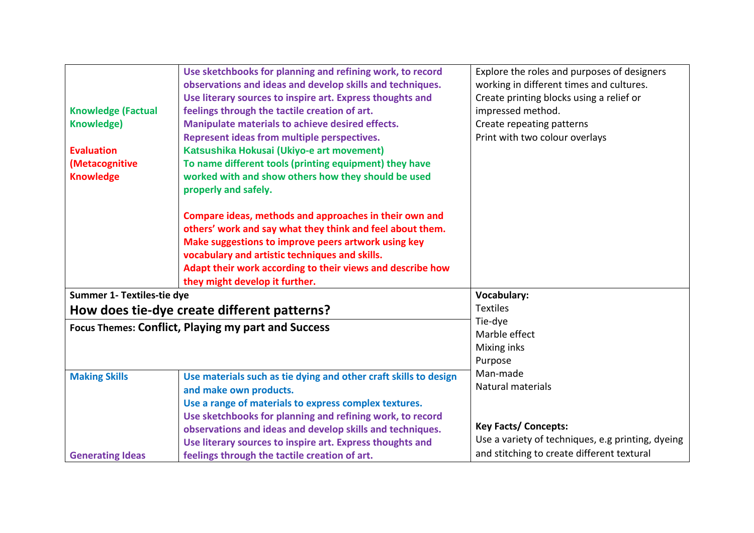| | | |
|---|---|---|
| Knowledge (Factual Knowledge)<br><br>Evaluation (Metacognitive Knowledge | Use sketchbooks for planning and refining work, to record observations and ideas and develop skills and techniques.<br>Use literary sources to inspire art. Express thoughts and feelings through the tactile creation of art.<br>Manipulate materials to achieve desired effects.<br>Represent ideas from multiple perspectives.<br>Katsushika Hokusai (Ukiyo-e art movement)<br>To name different tools (printing equipment) they have worked with and show others how they should be used properly and safely.<br><br>Compare ideas, methods and approaches in their own and others' work and say what they think and feel about them.<br>Make suggestions to improve peers artwork using key vocabulary and artistic techniques and skills.<br>Adapt their work according to their views and describe how they might develop it further. | Explore the roles and purposes of designers working in different times and cultures.<br>Create printing blocks using a relief or impressed method.<br>Create repeating patterns<br>Print with two colour overlays |
| **Summer 1- Textiles-tie dye**<br>**How does tie-dye create different patterns?** | | **Vocabulary:**<br>Textiles<br>Tie-dye<br>Marble effect<br>Mixing inks<br>Purpose<br>Man-made<br>Natural materials<br><br>**Key Facts/ Concepts:**<br>Use a variety of techniques, e.g printing, dyeing and stitching to create different textural |
| **Focus Themes: Conflict, Playing my part and Success** | | |
| Making Skills<br><br><br><br><br>Generating Ideas | Use materials such as tie dying and other craft skills to design and make own products.<br>Use a range of materials to express complex textures.<br>Use sketchbooks for planning and refining work, to record observations and ideas and develop skills and techniques.<br>Use literary sources to inspire art. Express thoughts and feelings through the tactile creation of art. | |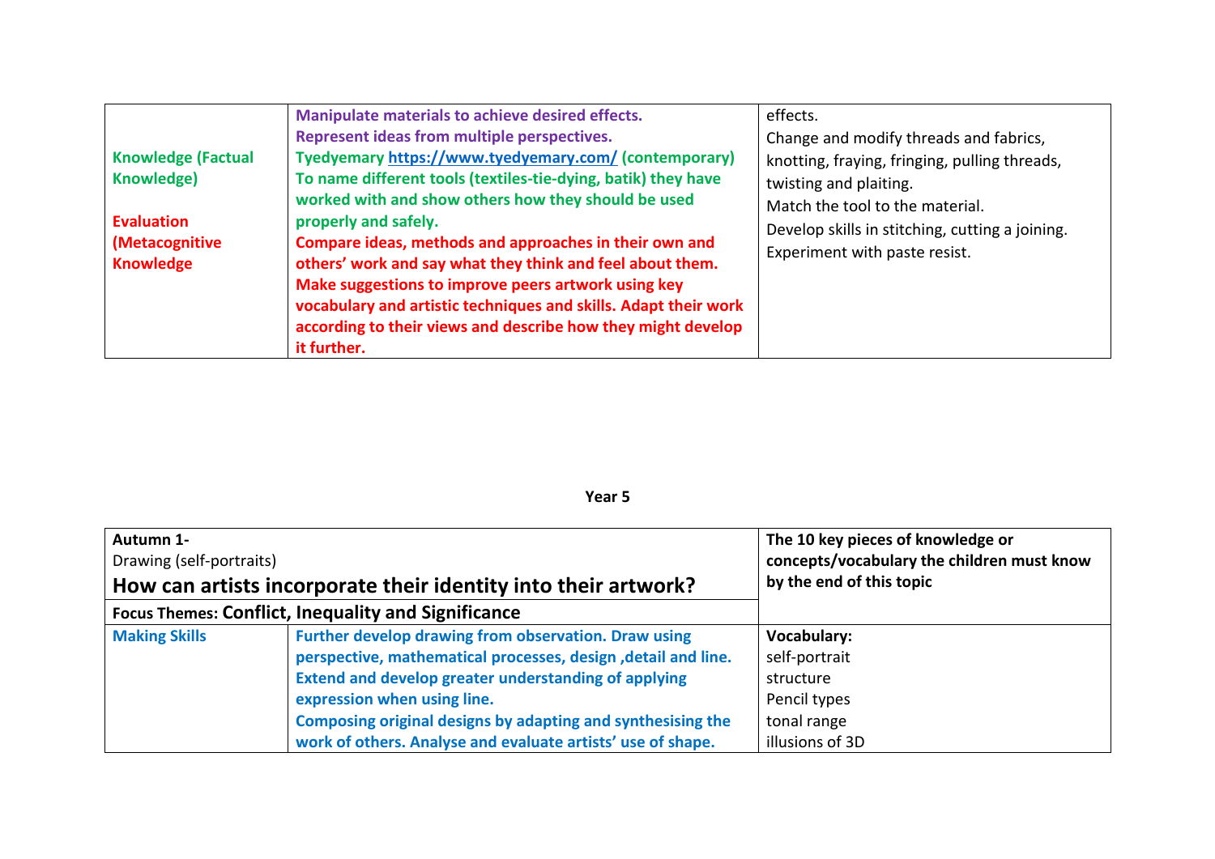| | | |
|---|---|---|
| **Knowledge (Factual Knowledge)**<br><br>**Evaluation (Metacognitive Knowledge** | **Manipulate materials to achieve desired effects.**<br>**Represent ideas from multiple perspectives.**<br>**Tyedyemary https://www.tyedyemary.com/ (contemporary)**<br>**To name different tools (textiles-tie-dying, batik) they have worked with and show others how they should be used properly and safely.**<br>**Compare ideas, methods and approaches in their own and others' work and say what they think and feel about them.**<br>**Make suggestions to improve peers artwork using key vocabulary and artistic techniques and skills. Adapt their work according to their views and describe how they might develop it further.** | effects.<br>Change and modify threads and fabrics, knotting, fraying, fringing, pulling threads, twisting and plaiting.<br>Match the tool to the material.<br>Develop skills in stitching, cutting a joining.<br>Experiment with paste resist. |

**Year 5**

| **Autumn 1-**<br>Drawing (self-portraits)<br>**How can artists incorporate their identity into their artwork?** | | **The 10 key pieces of knowledge or concepts/vocabulary the children must know by the end of this topic** |
|---|---|---|
| Focus Themes: **Conflict, Inequality and Significance** | | |
| **Making Skills** | **Further develop drawing from observation. Draw using perspective, mathematical processes, design ,detail and line.**<br>**Extend and develop greater understanding of applying expression when using line.**<br>**Composing original designs by adapting and synthesising the work of others. Analyse and evaluate artists' use of shape.** | **Vocabulary:**<br>self-portrait<br>structure<br>Pencil types<br>tonal range<br>illusions of 3D |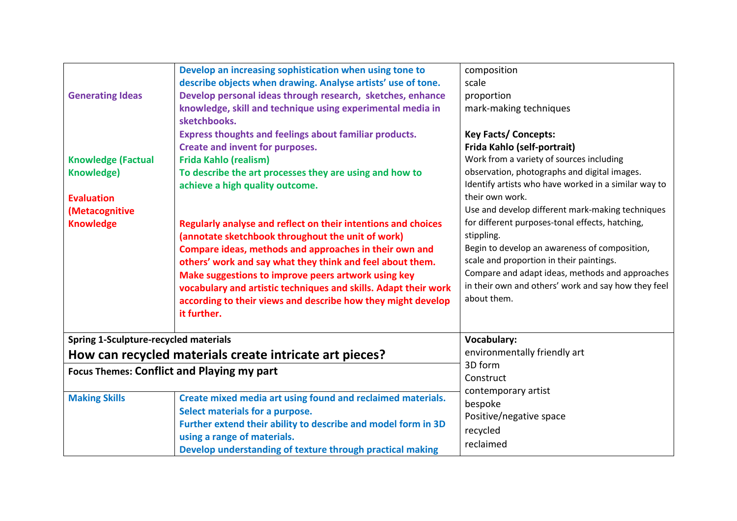| | | |
|---|---|---|
| **Generating Ideas** | **Develop an increasing sophistication when using tone to describe objects when drawing. Analyse artists' use of tone.** **Develop personal ideas through research, sketches, enhance knowledge, skill and technique using experimental media in sketchbooks.** **Express thoughts and feelings about familiar products.** **Create and invent for purposes.** | composition<br>scale<br>proportion<br>mark-making techniques<br><br>**Key Facts/ Concepts:**<br>**Frida Kahlo (self-portrait)**<br>Work from a variety of sources including observation, photographs and digital images.<br>Identify artists who have worked in a similar way to their own work.<br>Use and develop different mark-making techniques for different purposes-tonal effects, hatching, stippling.<br>Begin to develop an awareness of composition, scale and proportion in their paintings.<br>Compare and adapt ideas, methods and approaches in their own and others' work and say how they feel about them. |
| **Knowledge (Factual Knowledge)** | **Frida Kahlo (realism)** **To describe the art processes they are using and how to achieve a high quality outcome.** | |
| **Evaluation (Metacognitive Knowledge** | **Regularly analyse and reflect on their intentions and choices (annotate sketchbook throughout the unit of work)** **Compare ideas, methods and approaches in their own and others' work and say what they think and feel about them.** **Make suggestions to improve peers artwork using key vocabulary and artistic techniques and skills. Adapt their work according to their views and describe how they might develop it further.** | |
| **Spring 1-Sculpture-recycled materials**<br>**How can recycled materials create intricate art pieces?** | | **Vocabulary:**<br>environmentally friendly art<br>3D form<br>Construct<br>contemporary artist<br>bespoke<br>Positive/negative space<br>recycled<br>reclaimed |
| **Focus Themes: Conflict and Playing my part** | | |
| **Making Skills** | **Create mixed media art using found and reclaimed materials.** **Select materials for a purpose.** **Further extend their ability to describe and model form in 3D using a range of materials.** **Develop understanding of texture through practical making** | |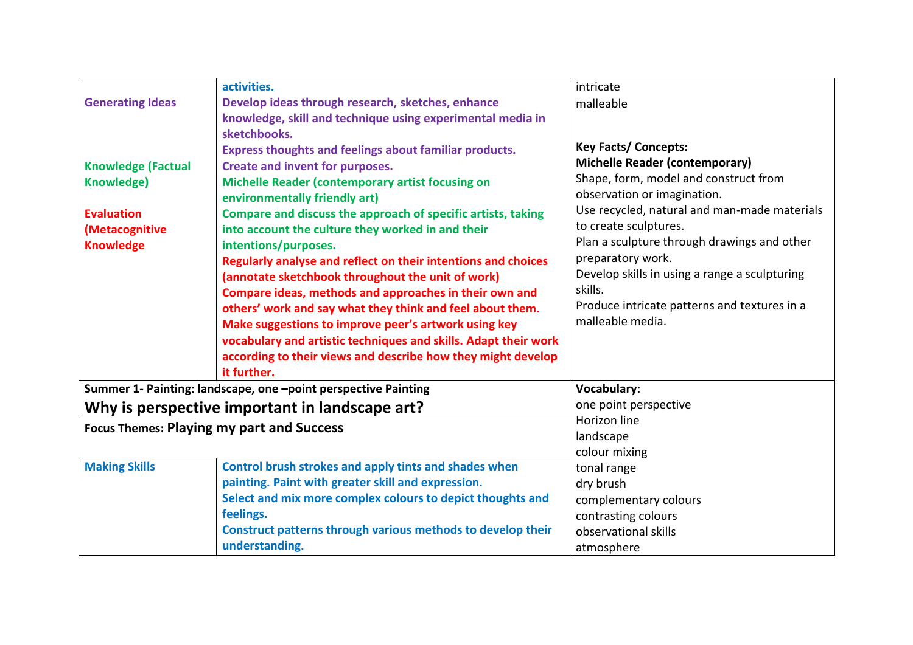| | | |
|---|---|---|
| **Generating Ideas**<br><br>**Knowledge (Factual Knowledge)**<br><br>**Evaluation (Metacognitive Knowledge** | **activities.**<br>**Develop ideas through research, sketches, enhance knowledge, skill and technique using experimental media in sketchbooks.**<br>**Express thoughts and feelings about familiar products.**<br>**Create and invent for purposes.**<br>**Michelle Reader (contemporary artist focusing on environmentally friendly art)**<br>**Compare and discuss the approach of specific artists, taking into account the culture they worked in and their intentions/purposes.**<br>**Regularly analyse and reflect on their intentions and choices (annotate sketchbook throughout the unit of work)**<br>**Compare ideas, methods and approaches in their own and others' work and say what they think and feel about them.**<br>**Make suggestions to improve peer's artwork using key vocabulary and artistic techniques and skills. Adapt their work according to their views and describe how they might develop it further.** | intricate<br>malleable<br><br>**Key Facts/ Concepts:**<br>**Michelle Reader (contemporary)**<br>Shape, form, model and construct from observation or imagination.<br>Use recycled, natural and man-made materials to create sculptures.<br>Plan a sculpture through drawings and other preparatory work.<br>Develop skills in using a range a sculpturing skills.<br>Produce intricate patterns and textures in a malleable media. |
| **Summer 1- Painting: landscape, one –point perspective Painting**<br>**Why is perspective important in landscape art?** | | **Vocabulary:**<br>one point perspective<br>Horizon line<br>landscape<br>colour mixing<br>tonal range<br>dry brush<br>complementary colours<br>contrasting colours<br>observational skills<br>atmosphere |
| **Focus Themes: Playing my part and Success** | | |
| **Making Skills** | **Control brush strokes and apply tints and shades when painting. Paint with greater skill and expression.**<br>**Select and mix more complex colours to depict thoughts and feelings.**<br>**Construct patterns through various methods to develop their understanding.** | |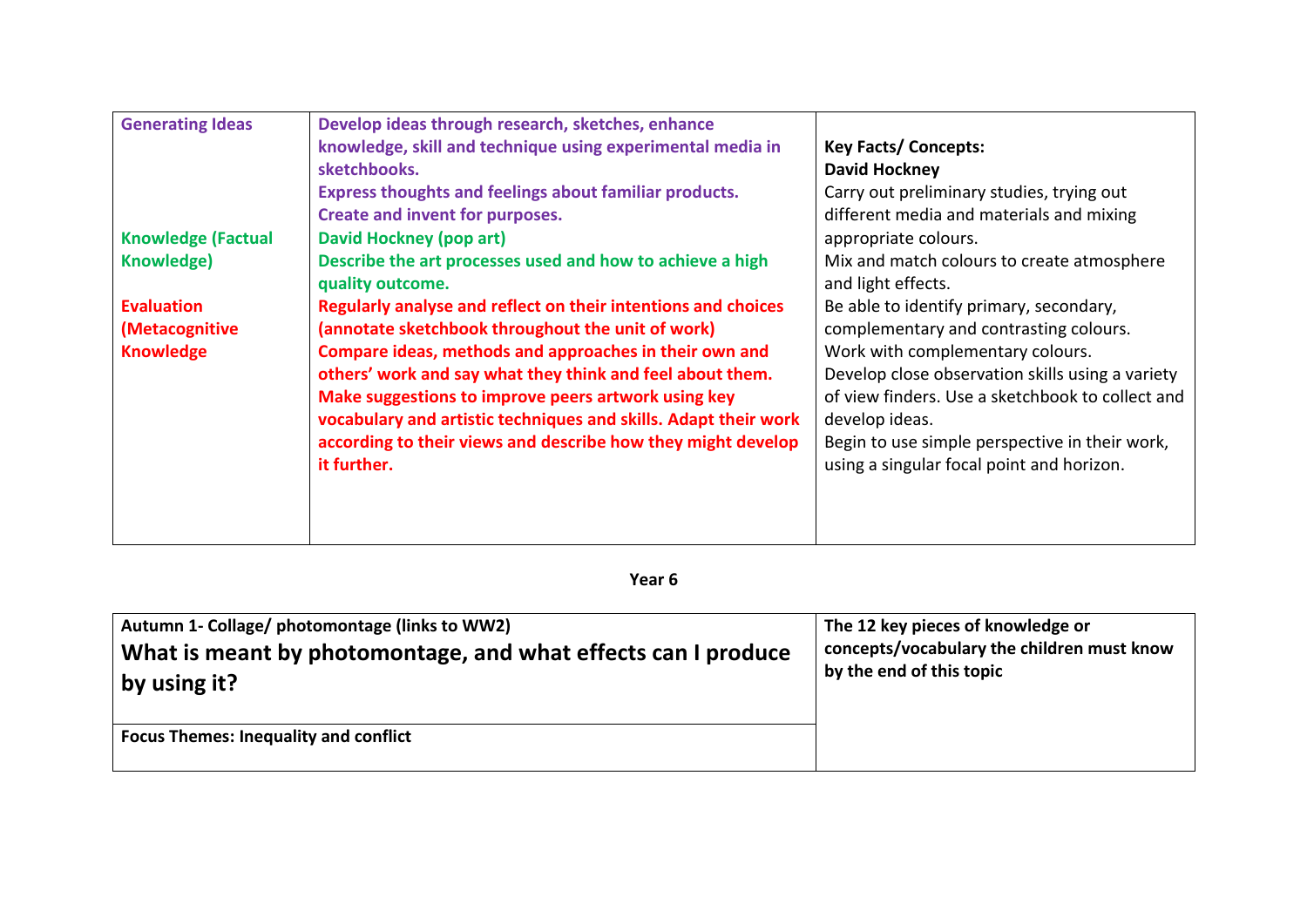| | | |
|---|---|---|
| **Generating Ideas**<br><br><br><br><br>**Knowledge (Factual Knowledge)**<br><br><br>**Evaluation (Metacognitive Knowledge** | **Develop ideas through research, sketches, enhance knowledge, skill and technique using experimental media in sketchbooks.**<br>**Express thoughts and feelings about familiar products.**<br>**Create and invent for purposes.**<br>**David Hockney (pop art)**<br>**Describe the art processes used and how to achieve a high quality outcome.**<br>**Regularly analyse and reflect on their intentions and choices (annotate sketchbook throughout the unit of work)**<br>**Compare ideas, methods and approaches in their own and others' work and say what they think and feel about them.**<br>**Make suggestions to improve peers artwork using key vocabulary and artistic techniques and skills. Adapt their work according to their views and describe how they might develop it further.** | **Key Facts/ Concepts:**<br>**David Hockney**<br>Carry out preliminary studies, trying out different media and materials and mixing appropriate colours.<br>Mix and match colours to create atmosphere and light effects.<br>Be able to identify primary, secondary, complementary and contrasting colours.<br>Work with complementary colours.<br>Develop close observation skills using a variety of view finders. Use a sketchbook to collect and develop ideas.<br>Begin to use simple perspective in their work, using a singular focal point and horizon. |

**Year 6**

| | |
|---|---|
| **Autumn 1- Collage/ photomontage (links to WW2)**<br>**What is meant by photomontage, and what effects can I produce by using it?** | **The 12 key pieces of knowledge or concepts/vocabulary the children must know by the end of this topic** |
| **Focus Themes: Inequality and conflict** | |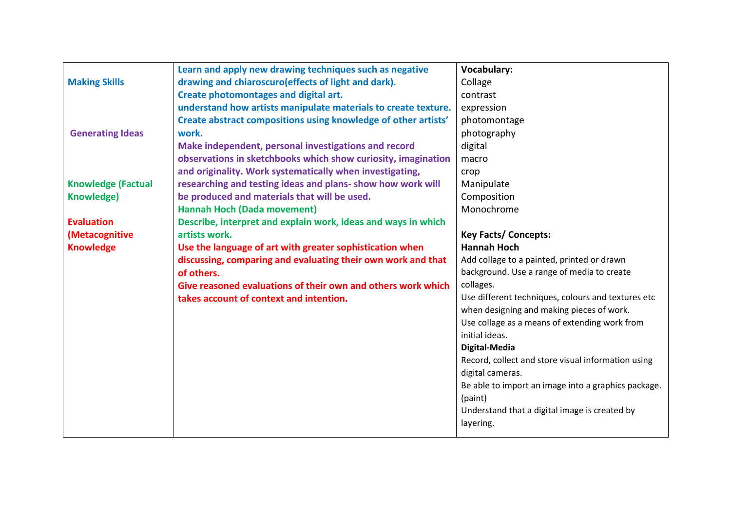| | | |
|---|---|---|
| **Making Skills**<br><br>**Generating Ideas**<br><br>**Knowledge (Factual Knowledge)**<br><br>**Evaluation (Metacognitive Knowledge** | **Learn and apply new drawing techniques such as negative drawing and chiaroscuro(effects of light and dark).**<br>**Create photomontages and digital art.**<br>**understand how artists manipulate materials to create texture.**<br>**Create abstract compositions using knowledge of other artists' work.**<br>**Make independent, personal investigations and record observations in sketchbooks which show curiosity, imagination and originality. Work systematically when investigating, researching and testing ideas and plans- show how work will be produced and materials that will be used.**<br>**Hannah Hoch (Dada movement)**<br>**Describe, interpret and explain work, ideas and ways in which artists work.**<br>**Use the language of art with greater sophistication when discussing, comparing and evaluating their own work and that of others.**<br>**Give reasoned evaluations of their own and others work which takes account of context and intention.** | **Vocabulary:**<br>Collage<br>contrast<br>expression<br>photomontage<br>photography<br>digital<br>macro<br>crop<br>Manipulate<br>Composition<br>Monochrome<br><br>**Key Facts/ Concepts:**<br>**Hannah Hoch**<br>Add collage to a painted, printed or drawn background. Use a range of media to create collages.<br>Use different techniques, colours and textures etc when designing and making pieces of work.<br>Use collage as a means of extending work from initial ideas.<br>**Digital-Media**<br>Record, collect and store visual information using digital cameras.<br>Be able to import an image into a graphics package. (paint)<br>Understand that a digital image is created by layering. |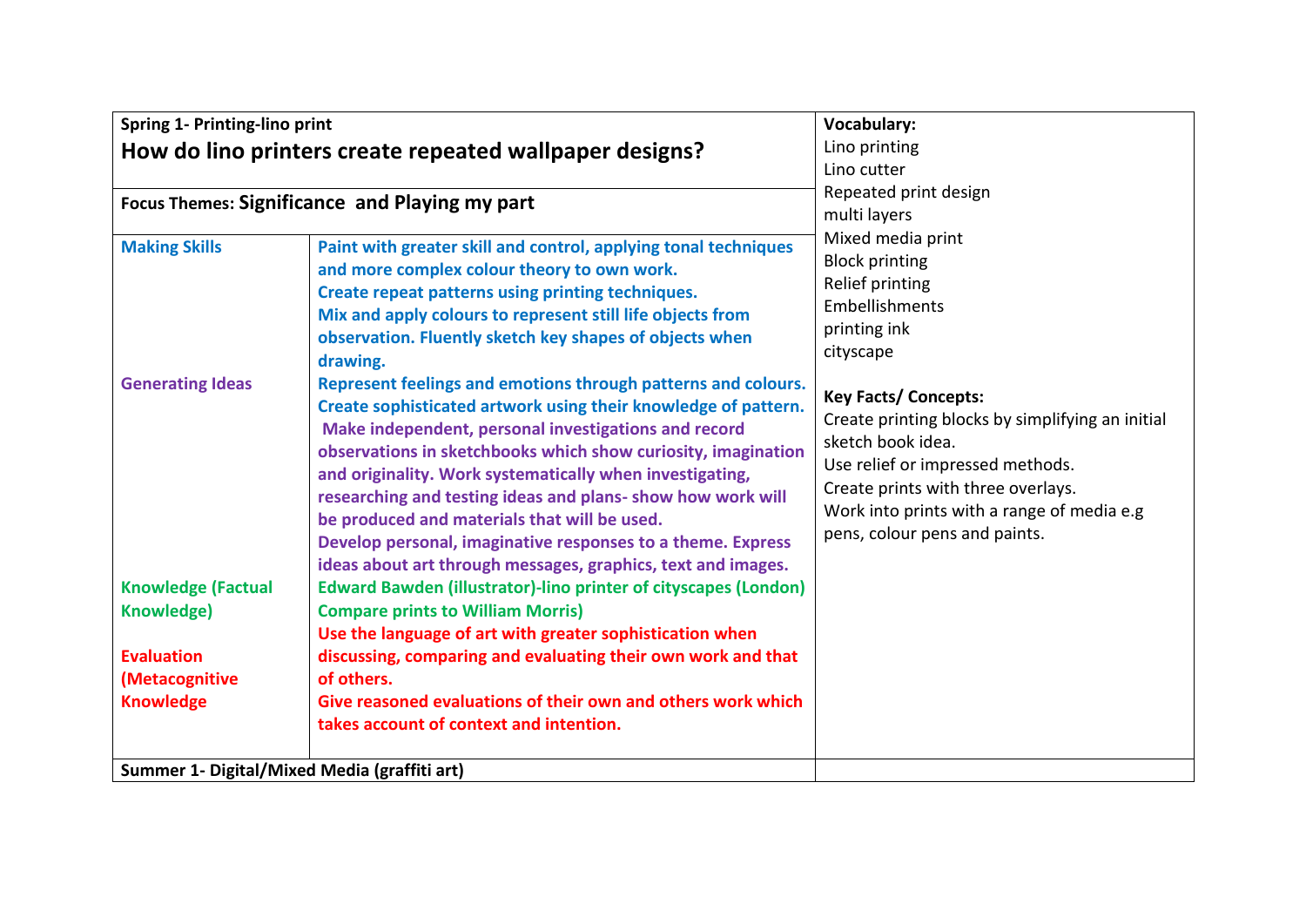| **Spring 1- Printing-lino print**<br>**How do lino printers create repeated wallpaper designs?** | | **Vocabulary:**<br>Lino printing<br>Lino cutter<br>Repeated print design<br>multi layers<br>Mixed media print<br>Block printing<br>Relief printing<br>Embellishments<br>printing ink<br>cityscape<br><br>**Key Facts/ Concepts:**<br>Create printing blocks by simplifying an initial sketch book idea.<br>Use relief or impressed methods.<br>Create prints with three overlays.<br>Work into prints with a range of media e.g pens, colour pens and paints. |
|---|---|---|
| **Focus Themes: Significance and Playing my part** | | |
| **Making Skills** | **Paint with greater skill and control, applying tonal techniques and more complex colour theory to own work.**<br>**Create repeat patterns using printing techniques.**<br>**Mix and apply colours to represent still life objects from observation. Fluently sketch key shapes of objects when drawing.** | |
| **Generating Ideas** | **Represent feelings and emotions through patterns and colours.**<br>**Create sophisticated artwork using their knowledge of pattern.**<br>**Make independent, personal investigations and record observations in sketchbooks which show curiosity, imagination and originality. Work systematically when investigating, researching and testing ideas and plans- show how work will be produced and materials that will be used.**<br>**Develop personal, imaginative responses to a theme. Express ideas about art through messages, graphics, text and images.** | |
| **Knowledge (Factual Knowledge)** | **Edward Bawden (illustrator)-lino printer of cityscapes (London)**<br>**Compare prints to William Morris)** | |
| **Evaluation (Metacognitive Knowledge** | **Use the language of art with greater sophistication when discussing, comparing and evaluating their own work and that of others.**<br>**Give reasoned evaluations of their own and others work which takes account of context and intention.** | |
| **Summer 1- Digital/Mixed Media (graffiti art)** | | |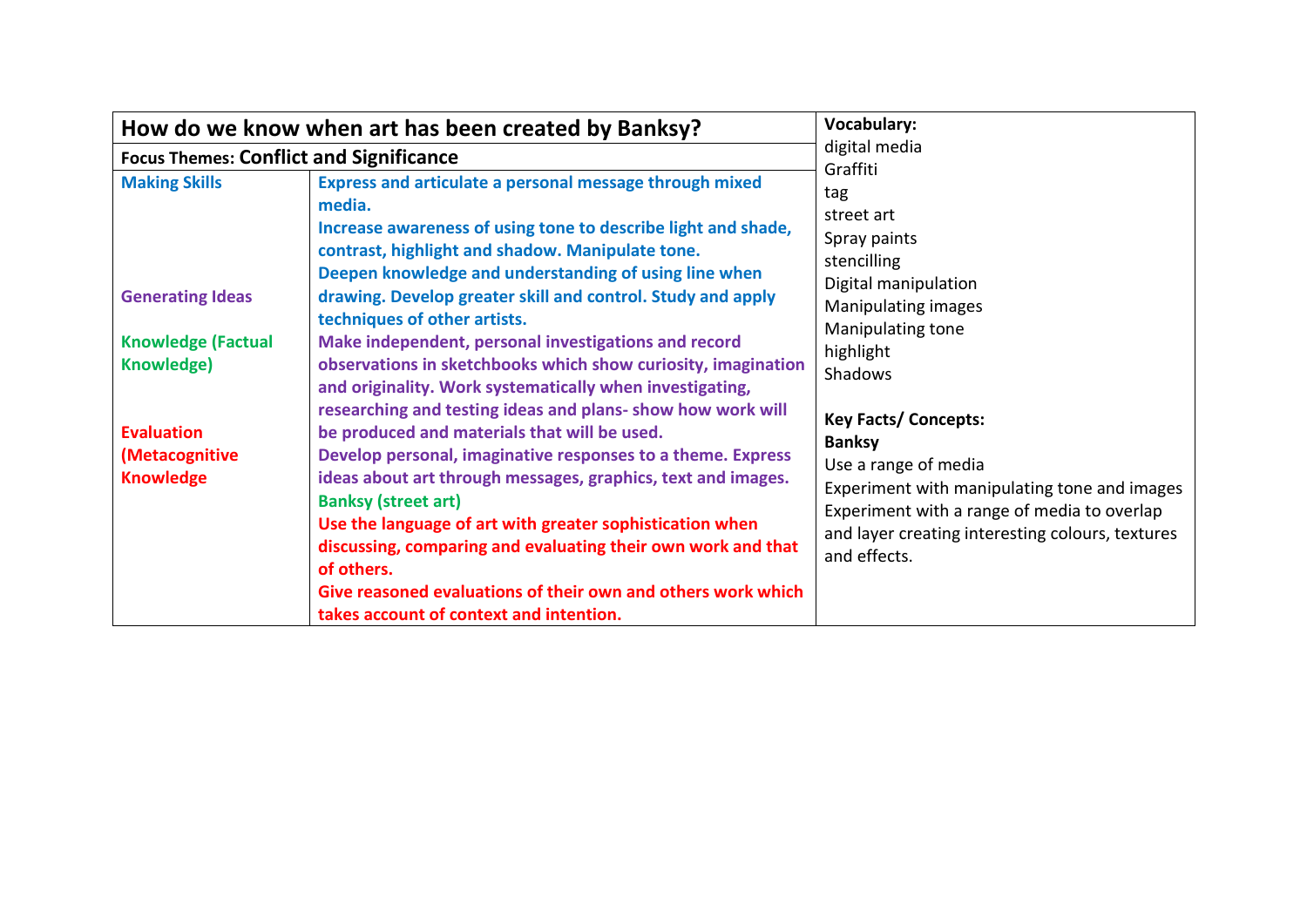| How do we know when art has been created by Banksy? | | Vocabulary: |
|---|---|---|
| **Focus Themes:** Conflict and Significance | | digital media<br>Graffiti<br>tag<br>street art<br>Spray paints<br>stencilling<br>Digital manipulation<br>Manipulating images<br>Manipulating tone<br>highlight<br>Shadows<br><br>**Key Facts/ Concepts:**<br>**Banksy**<br>Use a range of media<br>Experiment with manipulating tone and images<br>Experiment with a range of media to overlap and layer creating interesting colours, textures and effects. |
| **Making Skills** | **Express and articulate a personal message through mixed media.**<br>**Increase awareness of using tone to describe light and shade, contrast, highlight and shadow. Manipulate tone.**<br>**Deepen knowledge and understanding of using line when drawing. Develop greater skill and control. Study and apply techniques of other artists.** | |
| **Generating Ideas** | **Make independent, personal investigations and record observations in sketchbooks which show curiosity, imagination and originality. Work systematically when investigating, researching and testing ideas and plans- show how work will be produced and materials that will be used.**<br>**Develop personal, imaginative responses to a theme. Express ideas about art through messages, graphics, text and images.** | |
| **Knowledge (Factual Knowledge)** | **Banksy (street art)** | |
| **Evaluation (Metacognitive Knowledge** | **Use the language of art with greater sophistication when discussing, comparing and evaluating their own work and that of others.**<br>**Give reasoned evaluations of their own and others work which takes account of context and intention.** | |